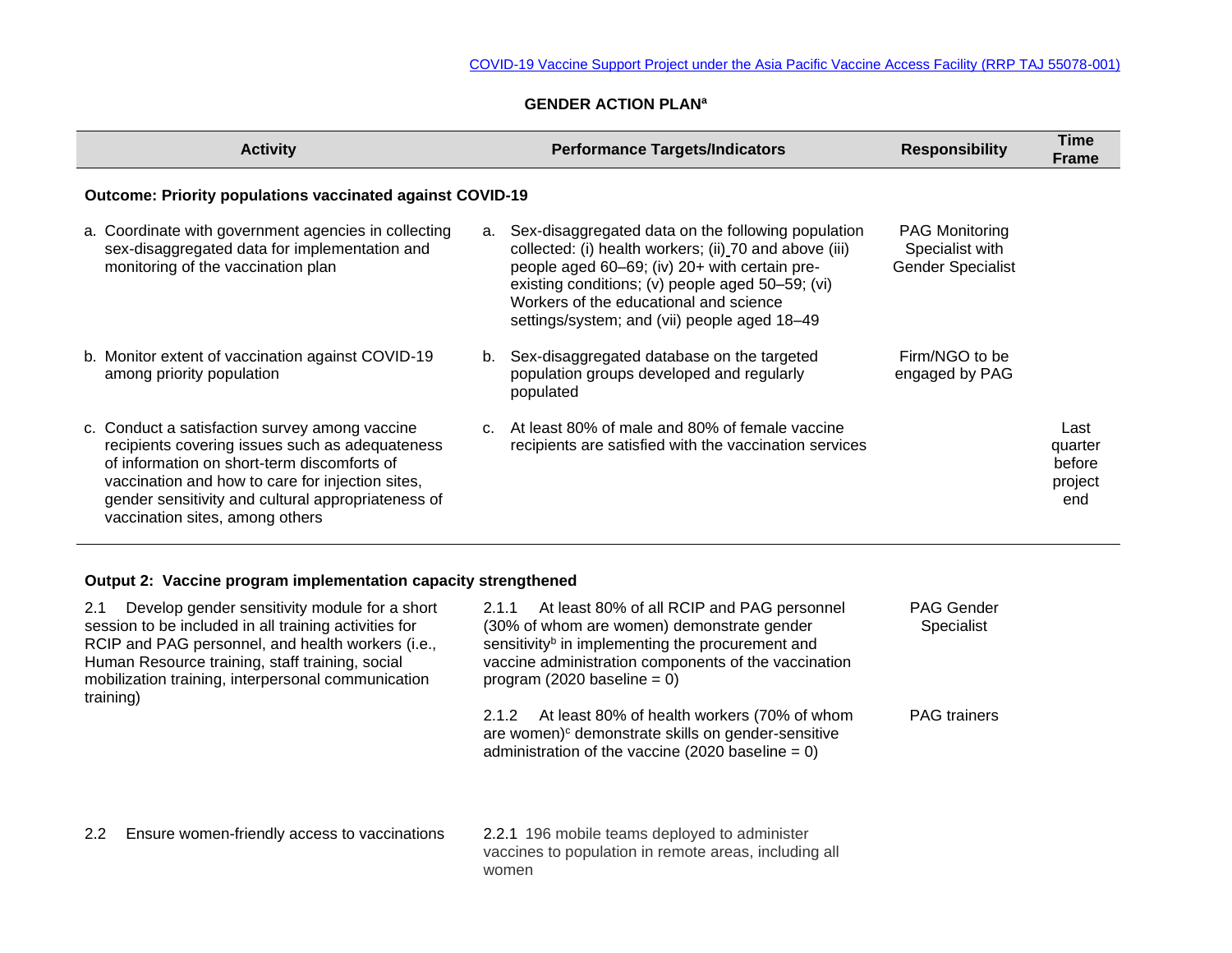# GENDER ACTION PLAN[a]

| Activity | Performance Targets/Indicators | Responsibility | Time Frame |
|---|---|---|---|
| **Outcome: Priority populations vaccinated against COVID-19** | | | |
| a. Coordinate with government agencies in collecting sex-disaggregated data for implementation and monitoring of the vaccination plan | a. Sex-disaggregated data on the following population collected: (i) health workers; (ii) 70 and above (iii) people aged 60–69; (iv) 20+ with certain pre-existing conditions; (v) people aged 50–59; (vi) Workers of the educational and science settings/system; and (vii) people aged 18–49 | PAG Monitoring Specialist with Gender Specialist | |
| b. Monitor extent of vaccination against COVID-19 among priority population | b. Sex-disaggregated database on the targeted population groups developed and regularly populated | Firm/NGO to be engaged by PAG | |
| c. Conduct a satisfaction survey among vaccine recipients covering issues such as adequateness of information on short-term discomforts of vaccination and how to care for injection sites, gender sensitivity and cultural appropriateness of vaccination sites, among others | c. At least 80% of male and 80% of female vaccine recipients are satisfied with the vaccination services | | Last quarter before project end |
| **Output 2: Vaccine program implementation capacity strengthened** | | | |
| 2.1 Develop gender sensitivity module for a short session to be included in all training activities for RCIP and PAG personnel, and health workers (i.e., Human Resource training, staff training, social mobilization training, interpersonal communication training) | 2.1.1 At least 80% of all RCIP and PAG personnel (30% of whom are women) demonstrate gender sensitivity[b] in implementing the procurement and vaccine administration components of the vaccination program (2020 baseline = 0) | PAG Gender Specialist | |
| | 2.1.2 At least 80% of health workers (70% of whom are women)[c] demonstrate skills on gender-sensitive administration of the vaccine (2020 baseline = 0) | PAG trainers | |
| 2.2 Ensure women-friendly access to vaccinations | 2.2.1 196 mobile teams deployed to administer vaccines to population in remote areas, including all women | | |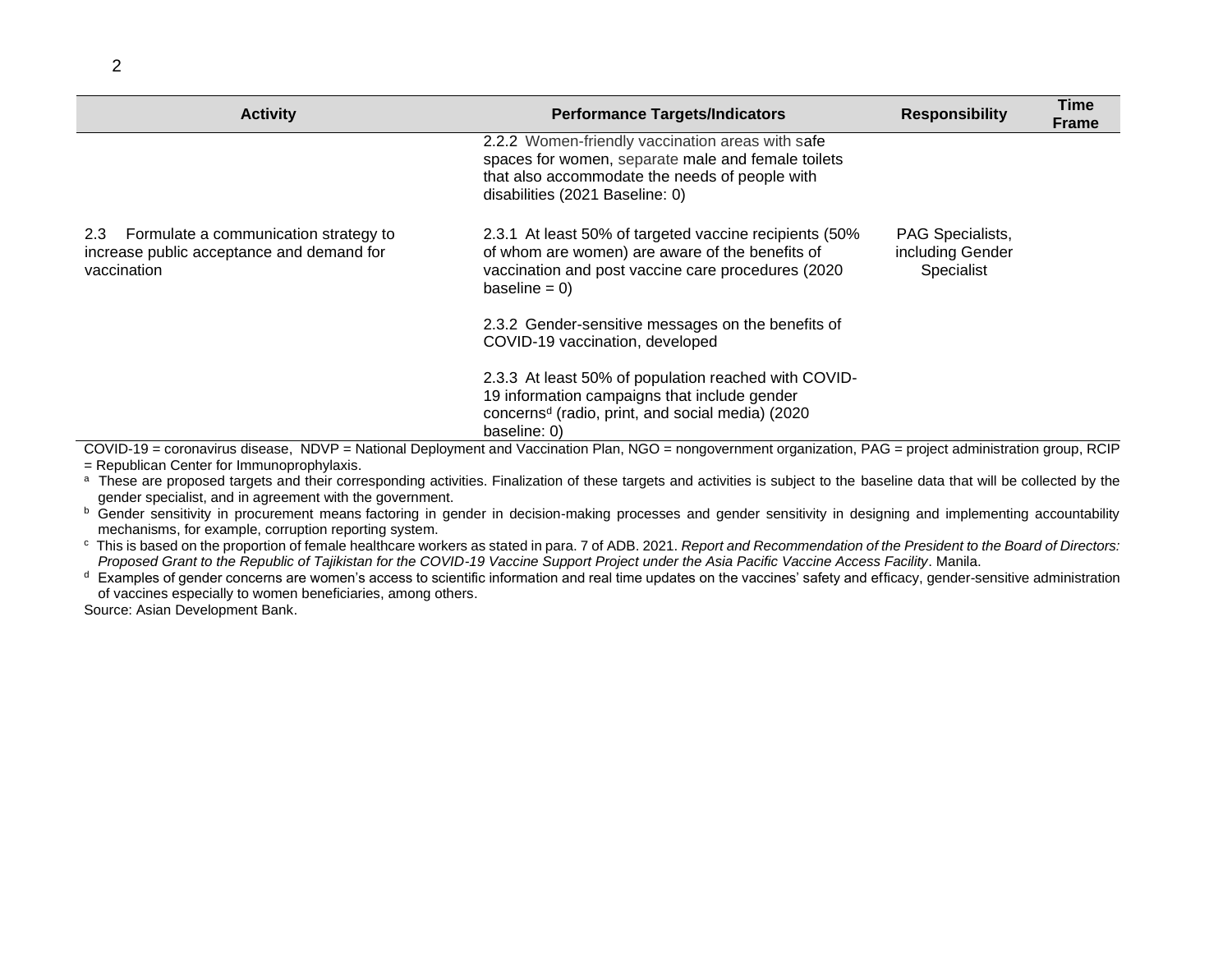| Activity | Performance Targets/Indicators | Responsibility | Time Frame |
|---|---|---|---|
| | 2.2.2 Women-friendly vaccination areas with safe spaces for women, separate male and female toilets that also accommodate the needs of people with disabilities (2021 Baseline: 0) | | |
| 2.3 Formulate a communication strategy to increase public acceptance and demand for vaccination | 2.3.1 At least 50% of targeted vaccine recipients (50% of whom are women) are aware of the benefits of vaccination and post vaccine care procedures (2020 baseline = 0) | PAG Specialists, including Gender Specialist | |
| | 2.3.2 Gender-sensitive messages on the benefits of COVID-19 vaccination, developed | | |
| | 2.3.3 At least 50% of population reached with COVID-19 information campaigns that include gender concerns[d] (radio, print, and social media) (2020 baseline: 0) | | |

COVID-19 = coronavirus disease, NDVP = National Deployment and Vaccination Plan, NGO = nongovernment organization, PAG = project administration group, RCIP = Republican Center for Immunoprophylaxis.

[a] These are proposed targets and their corresponding activities. Finalization of these targets and activities is subject to the baseline data that will be collected by the gender specialist, and in agreement with the government.

[b] Gender sensitivity in procurement means factoring in gender in decision-making processes and gender sensitivity in designing and implementing accountability mechanisms, for example, corruption reporting system.

[c] This is based on the proportion of female healthcare workers as stated in para. 7 of ADB. 2021. *Report and Recommendation of the President to the Board of Directors: Proposed Grant to the Republic of Tajikistan for the COVID-19 Vaccine Support Project under the Asia Pacific Vaccine Access Facility*. Manila.

[d] Examples of gender concerns are women's access to scientific information and real time updates on the vaccines' safety and efficacy, gender-sensitive administration of vaccines especially to women beneficiaries, among others.

Source: Asian Development Bank.